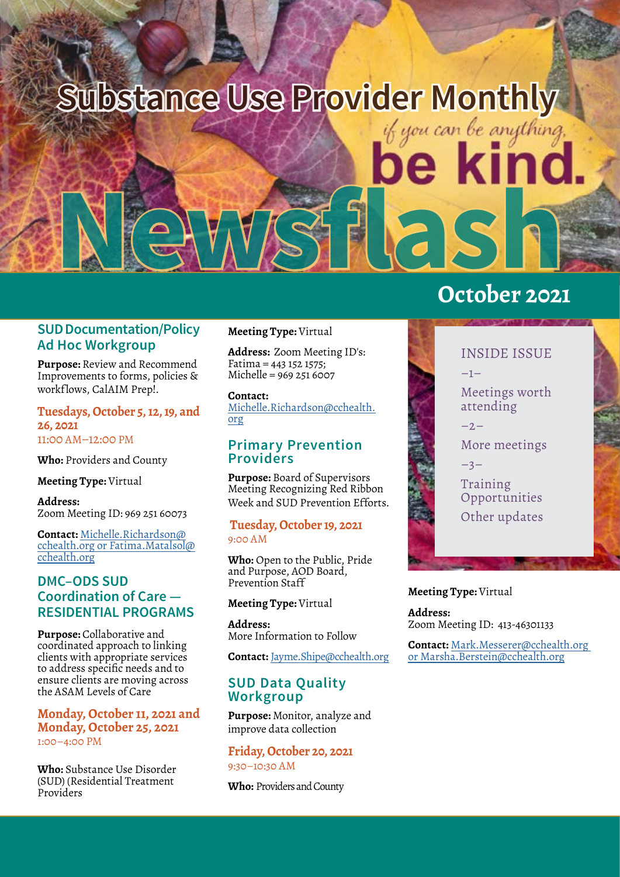# Substance Use Provider Monthly Newsflash

*if you can be anything,* **be kind.**

## October 2021

### SUD Documentation/Policy Ad Hoc Workgroup

**Purpose:** Review and Recommend Improvements to forms, policies & workflows, CalAIM Prep!.

**Tuesdays, October 5, 12, 19, and 26, 2021**
11:00 AM–12:00 PM

**Who:** Providers and County

**Meeting Type:** Virtual

**Address:**
Zoom Meeting ID: 969 251 60073

**Contact:** Michelle.Richardson@cchealth.org or Fatima.Matalsol@cchealth.org

### DMC–ODS SUD Coordination of Care — RESIDENTIAL PROGRAMS

**Purpose:** Collaborative and coordinated approach to linking clients with appropriate services to address specific needs and to ensure clients are moving across the ASAM Levels of Care

**Monday, October 11, 2021 and Monday, October 25, 2021**
1:00–4:00 PM

**Who:** Substance Use Disorder (SUD) (Residential Treatment Providers

**Meeting Type:** Virtual

**Address:** Zoom Meeting ID's:
Fatima = 443 152 1575;
Michelle = 969 251 6007

**Contact:**
Michelle.Richardson@cchealth.org

### Primary Prevention Providers

**Purpose:** Board of Supervisors Meeting Recognizing Red Ribbon Week and SUD Prevention Efforts.

**Tuesday, October 19, 2021**
9:00 AM

**Who:** Open to the Public, Pride and Purpose, AOD Board, Prevention Staff

**Meeting Type:** Virtual

**Address:**
More Information to Follow

**Contact:** Jayme.Shipe@cchealth.org

### SUD Data Quality Workgroup

**Purpose:** Monitor, analyze and improve data collection

**Friday, October 20, 2021**
9:30–10:30 AM

**Who:** Providers and County

**Meeting Type:** Virtual

**Address:**
Zoom Meeting ID: 413-46301133

**Contact:** Mark.Messerer@cchealth.org or Marsha.Berstein@cchealth.org

---

**INSIDE ISSUE**

–1–
Meetings worth attending

–2–
More meetings

–3–
Training Opportunities

Other updates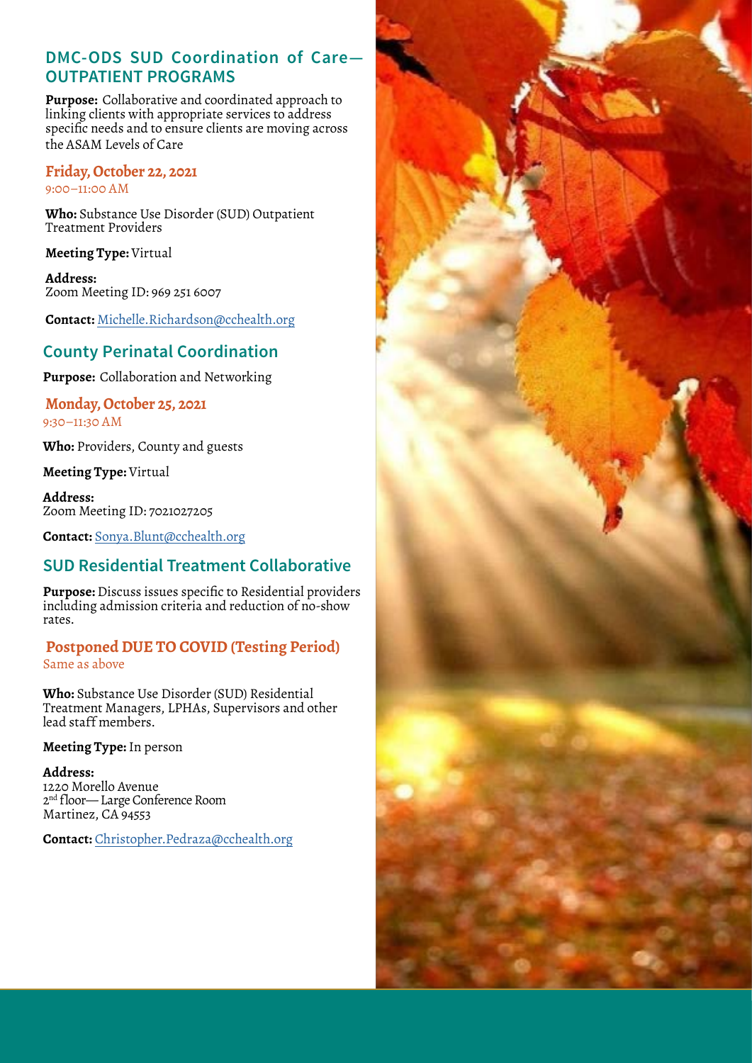## DMC-ODS SUD Coordination of Care— OUTPATIENT PROGRAMS

**Purpose:** Collaborative and coordinated approach to linking clients with appropriate services to address specific needs and to ensure clients are moving across the ASAM Levels of Care

**Friday, October 22, 2021**
9:00–11:00 AM

**Who:** Substance Use Disorder (SUD) Outpatient Treatment Providers

**Meeting Type:** Virtual

**Address:**
Zoom Meeting ID: 969 251 6007

**Contact:** Michelle.Richardson@cchealth.org

## County Perinatal Coordination

**Purpose:** Collaboration and Networking

**Monday, October 25, 2021**
9:30–11:30 AM

**Who:** Providers, County and guests

**Meeting Type:** Virtual

**Address:**
Zoom Meeting ID: 7021027205

**Contact:** Sonya.Blunt@cchealth.org

## SUD Residential Treatment Collaborative

**Purpose:** Discuss issues specific to Residential providers including admission criteria and reduction of no-show rates.

**Postponed DUE TO COVID (Testing Period)**
Same as above

**Who:** Substance Use Disorder (SUD) Residential Treatment Managers, LPHAs, Supervisors and other lead staff members.

**Meeting Type:** In person

**Address:**
1220 Morello Avenue
2nd floor— Large Conference Room
Martinez, CA 94553

**Contact:** Christopher.Pedraza@cchealth.org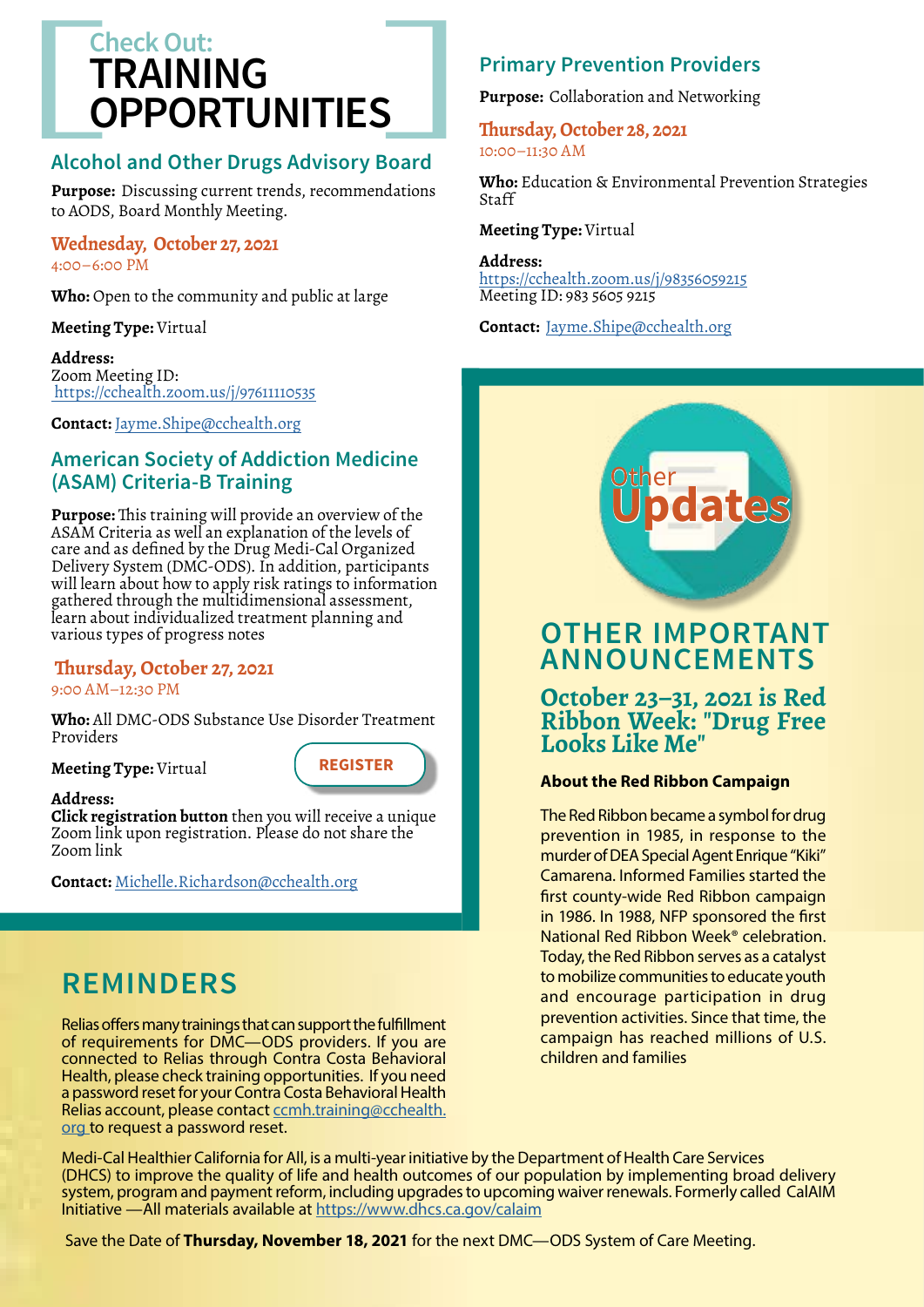# Check Out: TRAINING OPPORTUNITIES

## Alcohol and Other Drugs Advisory Board

**Purpose:** Discussing current trends, recommendations to AODS, Board Monthly Meeting.

**Wednesday, October 27, 2021**
4:00–6:00 PM

**Who:** Open to the community and public at large

**Meeting Type:** Virtual

**Address:**
Zoom Meeting ID:
https://cchealth.zoom.us/j/97611110535

**Contact:** Jayme.Shipe@cchealth.org

## American Society of Addiction Medicine (ASAM) Criteria-B Training

**Purpose:** This training will provide an overview of the ASAM Criteria as well an explanation of the levels of care and as defined by the Drug Medi-Cal Organized Delivery System (DMC-ODS). In addition, participants will learn about how to apply risk ratings to information gathered through the multidimensional assessment, learn about individualized treatment planning and various types of progress notes

**Thursday, October 27, 2021**
9:00 AM–12:30 PM

**Who:** All DMC-ODS Substance Use Disorder Treatment Providers

**Meeting Type:** Virtual

REGISTER

**Address:**
**Click registration button** then you will receive a unique Zoom link upon registration. Please do not share the Zoom link

**Contact:** Michelle.Richardson@cchealth.org

## Primary Prevention Providers

**Purpose:** Collaboration and Networking

**Thursday, October 28, 2021**
10:00–11:30 AM

**Who:** Education & Environmental Prevention Strategies Staff

**Meeting Type:** Virtual

**Address:**
https://cchealth.zoom.us/j/98356059215
Meeting ID: 983 5605 9215

**Contact:** Jayme.Shipe@cchealth.org

# Other Updates

## OTHER IMPORTANT ANNOUNCEMENTS

### October 23–31, 2021 is Red Ribbon Week: "Drug Free Looks Like Me"

**About the Red Ribbon Campaign**

The Red Ribbon became a symbol for drug prevention in 1985, in response to the murder of DEA Special Agent Enrique "Kiki" Camarena. Informed Families started the first county-wide Red Ribbon campaign in 1986. In 1988, NFP sponsored the first National Red Ribbon Week® celebration. Today, the Red Ribbon serves as a catalyst to mobilize communities to educate youth and encourage participation in drug prevention activities. Since that time, the campaign has reached millions of U.S. children and families

## REMINDERS

Relias offers many trainings that can support the fulfillment of requirements for DMC—ODS providers. If you are connected to Relias through Contra Costa Behavioral Health, please check training opportunities. If you need a password reset for your Contra Costa Behavioral Health Relias account, please contact ccmh.training@cchealth.org to request a password reset.

Medi-Cal Healthier California for All, is a multi-year initiative by the Department of Health Care Services (DHCS) to improve the quality of life and health outcomes of our population by implementing broad delivery system, program and payment reform, including upgrades to upcoming waiver renewals. Formerly called CalAIM Initiative —All materials available at https://www.dhcs.ca.gov/calaim

Save the Date of **Thursday, November 18, 2021** for the next DMC—ODS System of Care Meeting.